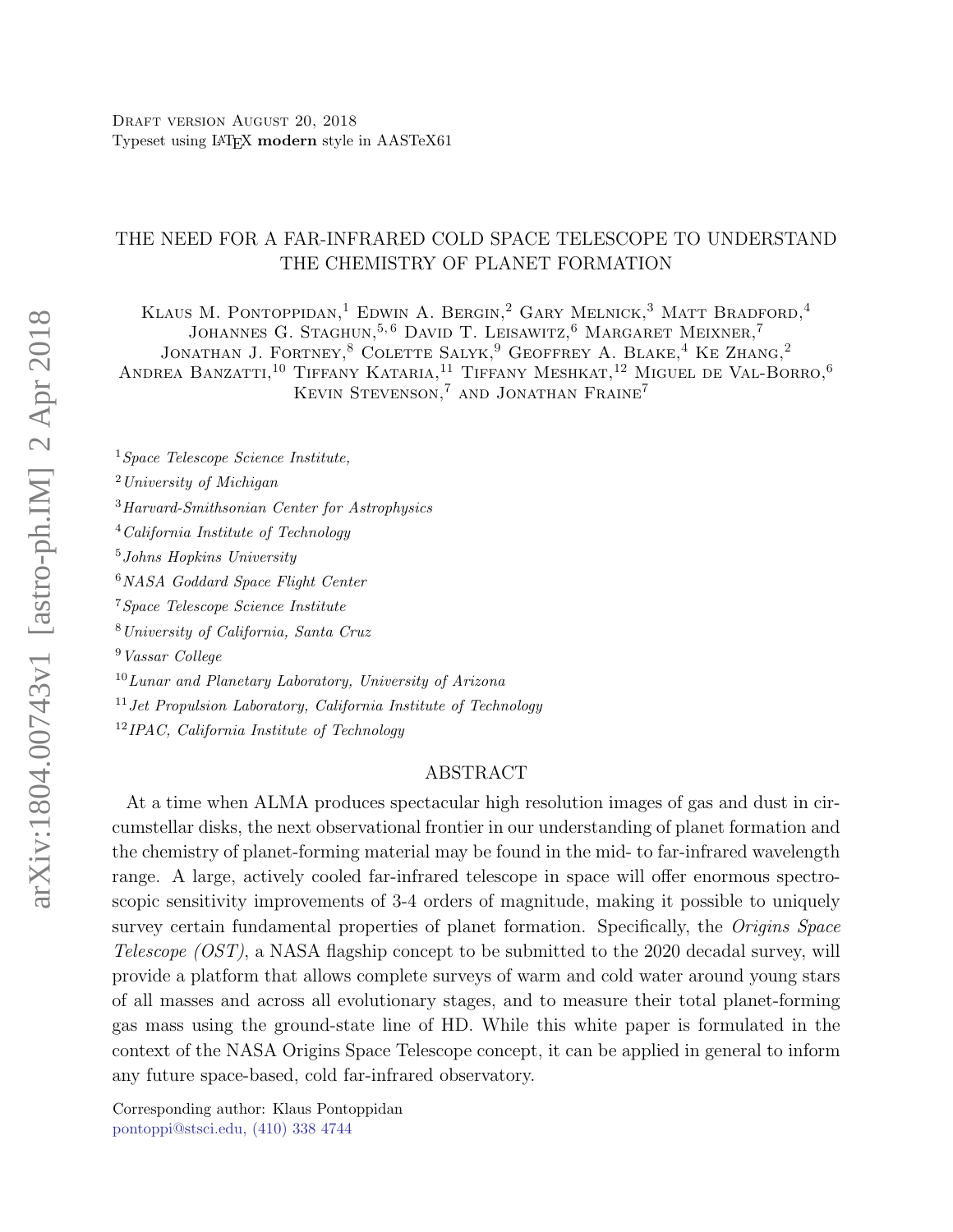Draft version August 20, 2018
Typeset using LaTeX **modern** style in AASTeX61

# THE NEED FOR A FAR-INFRARED COLD SPACE TELESCOPE TO UNDERSTAND THE CHEMISTRY OF PLANET FORMATION

Klaus M. Pontoppidan,[1] Edwin A. Bergin,[2] Gary Melnick,[3] Matt Bradford,[4] Johannes G. Staghun,[5,6] David T. Leisawitz,[6] Margaret Meixner,[7] Jonathan J. Fortney,[8] Colette Salyk,[9] Geoffrey A. Blake,[4] Ke Zhang,[2] Andrea Banzatti,[10] Tiffany Kataria,[11] Tiffany Meshkat,[12] Miguel de Val-Borro,[6] Kevin Stevenson,[7] and Jonathan Fraine[7]

[1] *Space Telescope Science Institute,*
[2] *University of Michigan*
[3] *Harvard-Smithsonian Center for Astrophysics*
[4] *California Institute of Technology*
[5] *Johns Hopkins University*
[6] *NASA Goddard Space Flight Center*
[7] *Space Telescope Science Institute*
[8] *University of California, Santa Cruz*
[9] *Vassar College*
[10] *Lunar and Planetary Laboratory, University of Arizona*
[11] *Jet Propulsion Laboratory, California Institute of Technology*
[12] *IPAC, California Institute of Technology*

## ABSTRACT

At a time when ALMA produces spectacular high resolution images of gas and dust in circumstellar disks, the next observational frontier in our understanding of planet formation and the chemistry of planet-forming material may be found in the mid- to far-infrared wavelength range. A large, actively cooled far-infrared telescope in space will offer enormous spectroscopic sensitivity improvements of 3-4 orders of magnitude, making it possible to uniquely survey certain fundamental properties of planet formation. Specifically, the *Origins Space Telescope (OST)*, a NASA flagship concept to be submitted to the 2020 decadal survey, will provide a platform that allows complete surveys of warm and cold water around young stars of all masses and across all evolutionary stages, and to measure their total planet-forming gas mass using the ground-state line of HD. While this white paper is formulated in the context of the NASA Origins Space Telescope concept, it can be applied in general to inform any future space-based, cold far-infrared observatory.

Corresponding author: Klaus Pontoppidan
pontoppi@stsci.edu, (410) 338 4744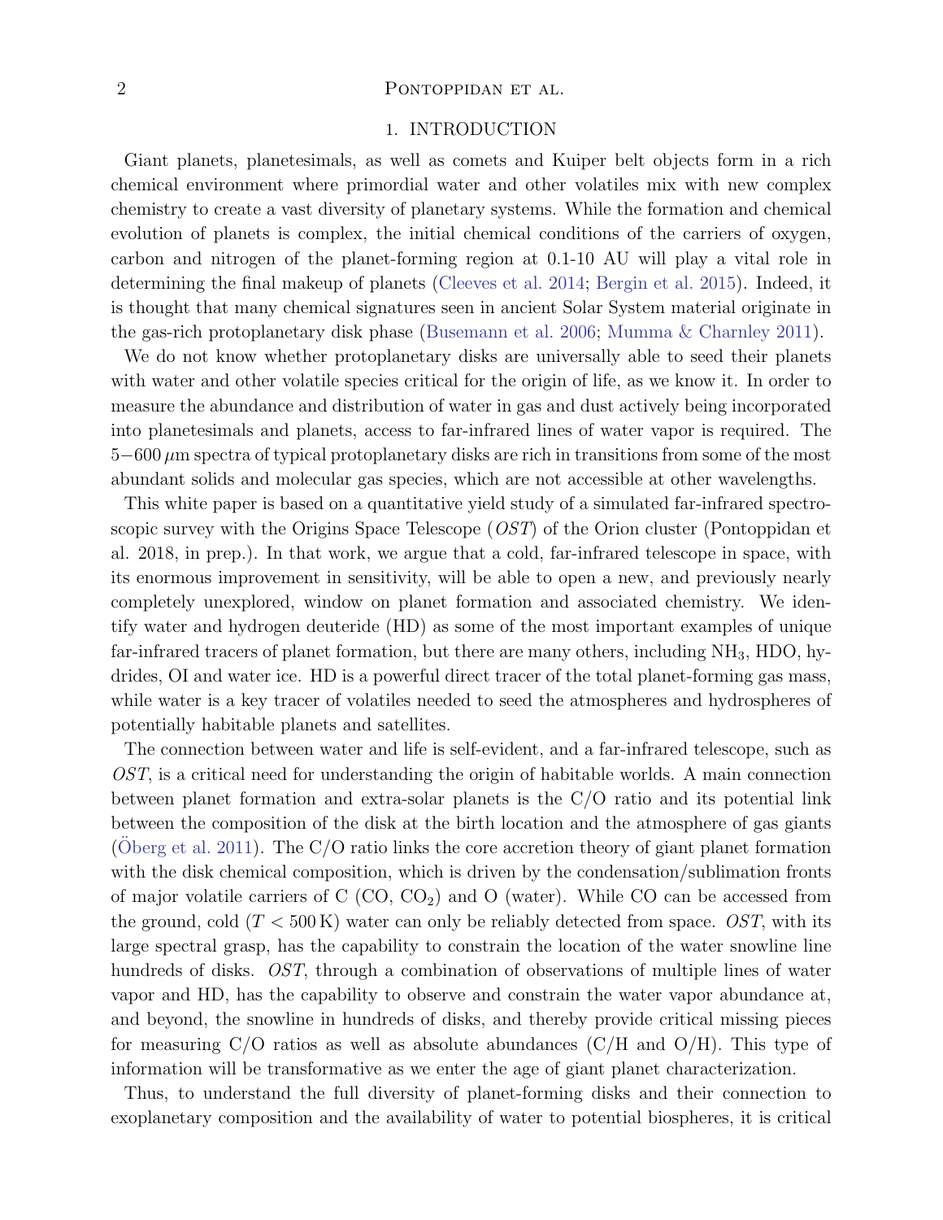## 1. INTRODUCTION

Giant planets, planetesimals, as well as comets and Kuiper belt objects form in a rich chemical environment where primordial water and other volatiles mix with new complex chemistry to create a vast diversity of planetary systems. While the formation and chemical evolution of planets is complex, the initial chemical conditions of the carriers of oxygen, carbon and nitrogen of the planet-forming region at 0.1-10 AU will play a vital role in determining the final makeup of planets (Cleeves et al. 2014; Bergin et al. 2015). Indeed, it is thought that many chemical signatures seen in ancient Solar System material originate in the gas-rich protoplanetary disk phase (Busemann et al. 2006; Mumma & Charnley 2011).

We do not know whether protoplanetary disks are universally able to seed their planets with water and other volatile species critical for the origin of life, as we know it. In order to measure the abundance and distribution of water in gas and dust actively being incorporated into planetesimals and planets, access to far-infrared lines of water vapor is required. The $5-600\,\mu$m spectra of typical protoplanetary disks are rich in transitions from some of the most abundant solids and molecular gas species, which are not accessible at other wavelengths.

This white paper is based on a quantitative yield study of a simulated far-infrared spectroscopic survey with the Origins Space Telescope (*OST*) of the Orion cluster (Pontoppidan et al. 2018, in prep.). In that work, we argue that a cold, far-infrared telescope in space, with its enormous improvement in sensitivity, will be able to open a new, and previously nearly completely unexplored, window on planet formation and associated chemistry. We identify water and hydrogen deuteride (HD) as some of the most important examples of unique far-infrared tracers of planet formation, but there are many others, including $NH_3$, HDO, hydrides, OI and water ice. HD is a powerful direct tracer of the total planet-forming gas mass, while water is a key tracer of volatiles needed to seed the atmospheres and hydrospheres of potentially habitable planets and satellites.

The connection between water and life is self-evident, and a far-infrared telescope, such as *OST*, is a critical need for understanding the origin of habitable worlds. A main connection between planet formation and extra-solar planets is the C/O ratio and its potential link between the composition of the disk at the birth location and the atmosphere of gas giants (Öberg et al. 2011). The C/O ratio links the core accretion theory of giant planet formation with the disk chemical composition, which is driven by the condensation/sublimation fronts of major volatile carriers of C (CO, $CO_2$) and O (water). While CO can be accessed from the ground, cold ($T < 500\,$K) water can only be reliably detected from space. *OST*, with its large spectral grasp, has the capability to constrain the location of the water snowline line hundreds of disks. *OST*, through a combination of observations of multiple lines of water vapor and HD, has the capability to observe and constrain the water vapor abundance at, and beyond, the snowline in hundreds of disks, and thereby provide critical missing pieces for measuring C/O ratios as well as absolute abundances (C/H and O/H). This type of information will be transformative as we enter the age of giant planet characterization.

Thus, to understand the full diversity of planet-forming disks and their connection to exoplanetary composition and the availability of water to potential biospheres, it is critical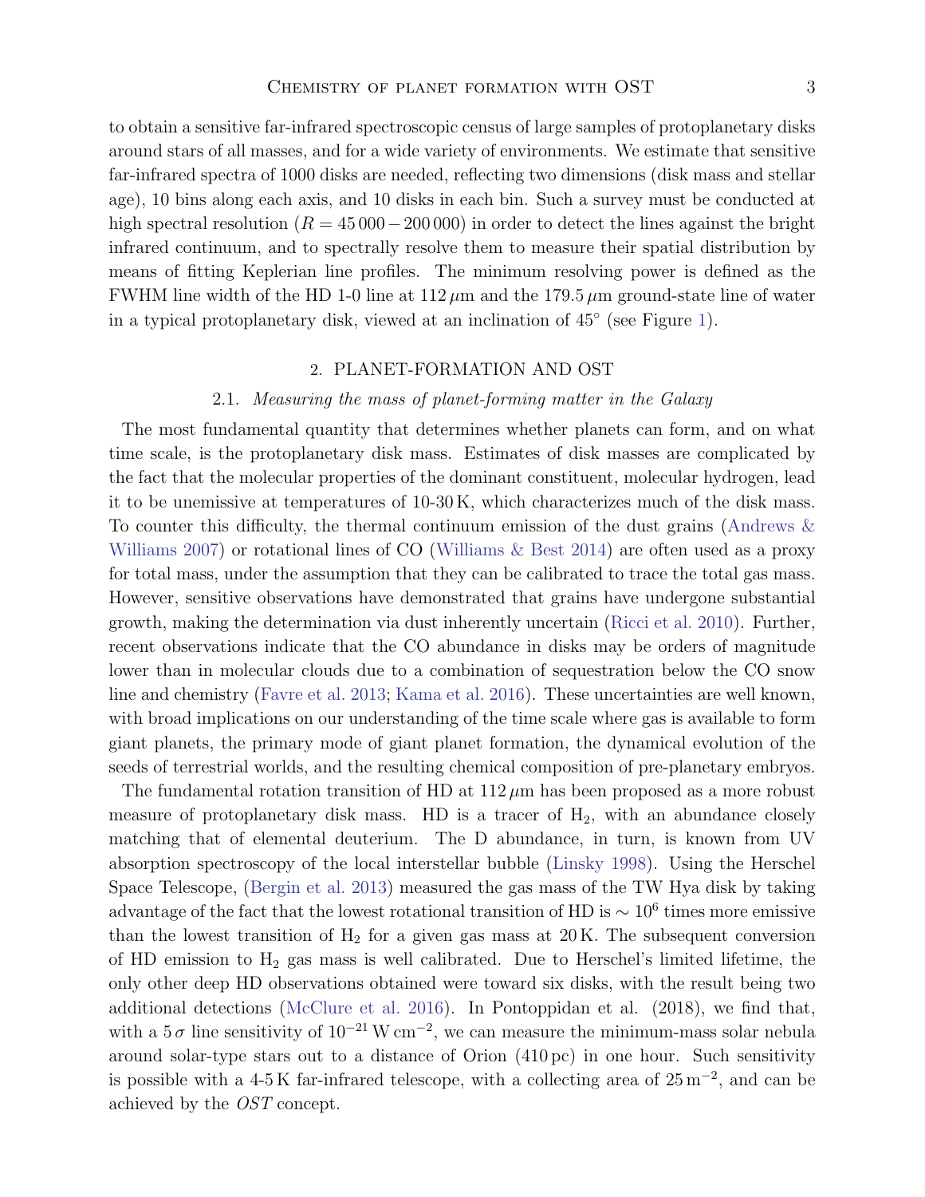to obtain a sensitive far-infrared spectroscopic census of large samples of protoplanetary disks around stars of all masses, and for a wide variety of environments. We estimate that sensitive far-infrared spectra of 1000 disks are needed, reflecting two dimensions (disk mass and stellar age), 10 bins along each axis, and 10 disks in each bin. Such a survey must be conducted at high spectral resolution ($R = 45\,000 - 200\,000$) in order to detect the lines against the bright infrared continuum, and to spectrally resolve them to measure their spatial distribution by means of fitting Keplerian line profiles. The minimum resolving power is defined as the FWHM line width of the HD 1-0 line at $112\,\mu$m and the $179.5\,\mu$m ground-state line of water in a typical protoplanetary disk, viewed at an inclination of $45^\circ$ (see Figure 1).

## 2. PLANET-FORMATION AND OST

### 2.1. *Measuring the mass of planet-forming matter in the Galaxy*

The most fundamental quantity that determines whether planets can form, and on what time scale, is the protoplanetary disk mass. Estimates of disk masses are complicated by the fact that the molecular properties of the dominant constituent, molecular hydrogen, lead it to be unemissive at temperatures of 10-30 K, which characterizes much of the disk mass. To counter this difficulty, the thermal continuum emission of the dust grains (Andrews & Williams 2007) or rotational lines of CO (Williams & Best 2014) are often used as a proxy for total mass, under the assumption that they can be calibrated to trace the total gas mass. However, sensitive observations have demonstrated that grains have undergone substantial growth, making the determination via dust inherently uncertain (Ricci et al. 2010). Further, recent observations indicate that the CO abundance in disks may be orders of magnitude lower than in molecular clouds due to a combination of sequestration below the CO snow line and chemistry (Favre et al. 2013; Kama et al. 2016). These uncertainties are well known, with broad implications on our understanding of the time scale where gas is available to form giant planets, the primary mode of giant planet formation, the dynamical evolution of the seeds of terrestrial worlds, and the resulting chemical composition of pre-planetary embryos.

The fundamental rotation transition of HD at $112\,\mu$m has been proposed as a more robust measure of protoplanetary disk mass. HD is a tracer of $H_2$, with an abundance closely matching that of elemental deuterium. The D abundance, in turn, is known from UV absorption spectroscopy of the local interstellar bubble (Linsky 1998). Using the Herschel Space Telescope, (Bergin et al. 2013) measured the gas mass of the TW Hya disk by taking advantage of the fact that the lowest rotational transition of HD is $\sim 10^6$ times more emissive than the lowest transition of $H_2$ for a given gas mass at 20 K. The subsequent conversion of HD emission to $H_2$ gas mass is well calibrated. Due to Herschel's limited lifetime, the only other deep HD observations obtained were toward six disks, with the result being two additional detections (McClure et al. 2016). In Pontoppidan et al. (2018), we find that, with a $5\,\sigma$ line sensitivity of $10^{-21}\,\mathrm{W\,cm^{-2}}$, we can measure the minimum-mass solar nebula around solar-type stars out to a distance of Orion (410 pc) in one hour. Such sensitivity is possible with a 4-5 K far-infrared telescope, with a collecting area of $25\,\mathrm{m^{-2}}$, and can be achieved by the *OST* concept.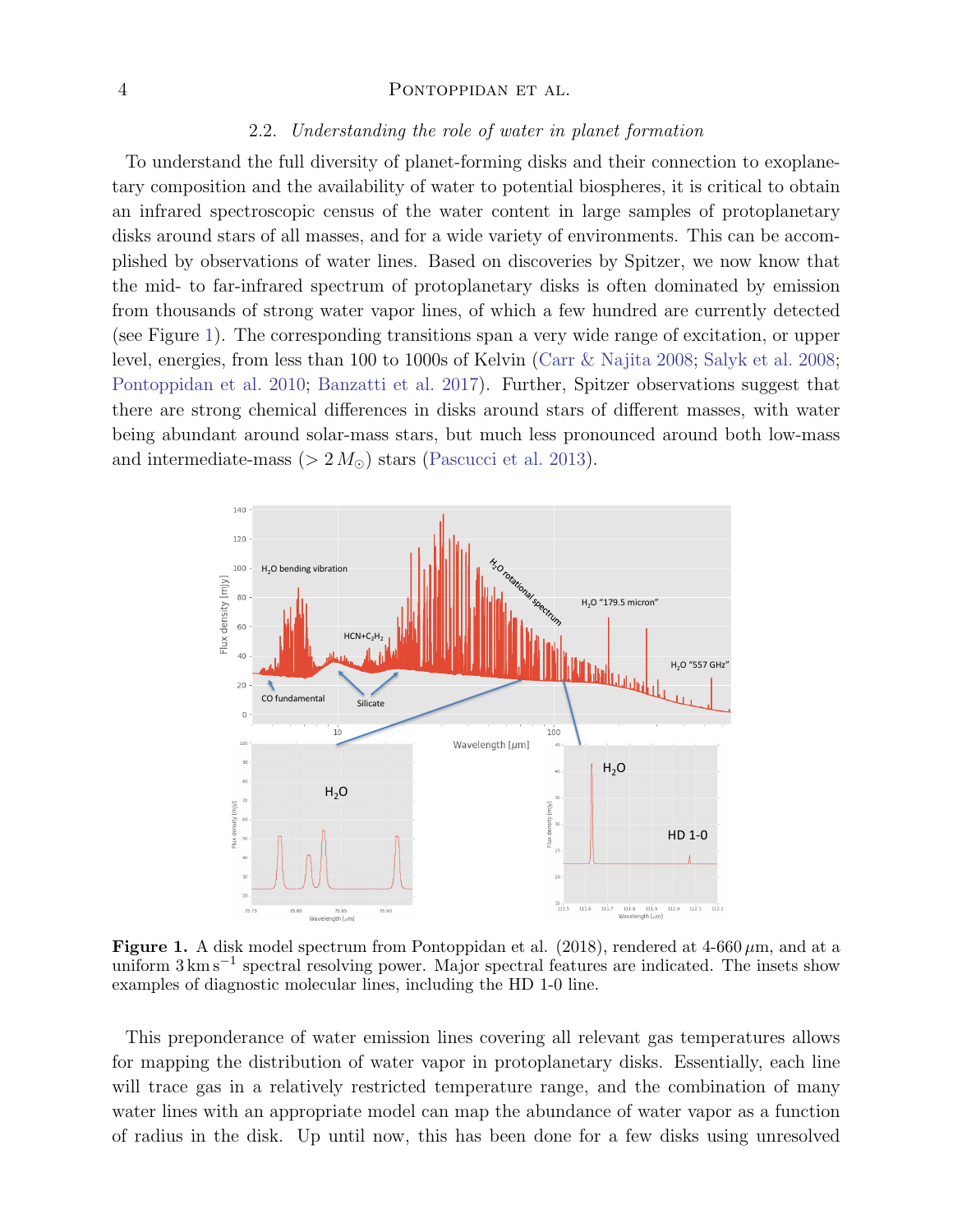### 2.2. *Understanding the role of water in planet formation*

To understand the full diversity of planet-forming disks and their connection to exoplanetary composition and the availability of water to potential biospheres, it is critical to obtain an infrared spectroscopic census of the water content in large samples of protoplanetary disks around stars of all masses, and for a wide variety of environments. This can be accomplished by observations of water lines. Based on discoveries by Spitzer, we now know that the mid- to far-infrared spectrum of protoplanetary disks is often dominated by emission from thousands of strong water vapor lines, of which a few hundred are currently detected (see Figure 1). The corresponding transitions span a very wide range of excitation, or upper level, energies, from less than 100 to 1000s of Kelvin (Carr & Najita 2008; Salyk et al. 2008; Pontoppidan et al. 2010; Banzatti et al. 2017). Further, Spitzer observations suggest that there are strong chemical differences in disks around stars of different masses, with water being abundant around solar-mass stars, but much less pronounced around both low-mass and intermediate-mass ($> 2\,M_\odot$) stars (Pascucci et al. 2013).

**Figure 1.** A disk model spectrum from Pontoppidan et al. (2018), rendered at 4-660 $\mu$m, and at a uniform $3\,\mathrm{km\,s^{-1}}$ spectral resolving power. Major spectral features are indicated. The insets show examples of diagnostic molecular lines, including the HD 1-0 line.

This preponderance of water emission lines covering all relevant gas temperatures allows for mapping the distribution of water vapor in protoplanetary disks. Essentially, each line will trace gas in a relatively restricted temperature range, and the combination of many water lines with an appropriate model can map the abundance of water vapor as a function of radius in the disk. Up until now, this has been done for a few disks using unresolved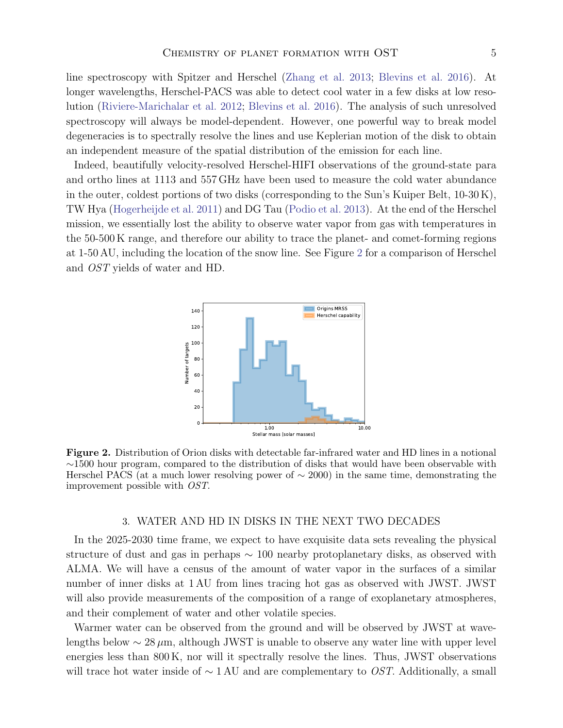line spectroscopy with Spitzer and Herschel (Zhang et al. 2013; Blevins et al. 2016). At longer wavelengths, Herschel-PACS was able to detect cool water in a few disks at low resolution (Riviere-Marichalar et al. 2012; Blevins et al. 2016). The analysis of such unresolved spectroscopy will always be model-dependent. However, one powerful way to break model degeneracies is to spectrally resolve the lines and use Keplerian motion of the disk to obtain an independent measure of the spatial distribution of the emission for each line.

Indeed, beautifully velocity-resolved Herschel-HIFI observations of the ground-state para and ortho lines at 1113 and 557 GHz have been used to measure the cold water abundance in the outer, coldest portions of two disks (corresponding to the Sun's Kuiper Belt, 10-30 K), TW Hya (Hogerheijde et al. 2011) and DG Tau (Podio et al. 2013). At the end of the Herschel mission, we essentially lost the ability to observe water vapor from gas with temperatures in the 50-500 K range, and therefore our ability to trace the planet- and comet-forming regions at 1-50 AU, including the location of the snow line. See Figure 2 for a comparison of Herschel and *OST* yields of water and HD.

**Figure 2.** Distribution of Orion disks with detectable far-infrared water and HD lines in a notional ∼1500 hour program, compared to the distribution of disks that would have been observable with Herschel PACS (at a much lower resolving power of ∼ 2000) in the same time, demonstrating the improvement possible with *OST*.

## 3. WATER AND HD IN DISKS IN THE NEXT TWO DECADES

In the 2025-2030 time frame, we expect to have exquisite data sets revealing the physical structure of dust and gas in perhaps ∼ 100 nearby protoplanetary disks, as observed with ALMA. We will have a census of the amount of water vapor in the surfaces of a similar number of inner disks at 1 AU from lines tracing hot gas as observed with JWST. JWST will also provide measurements of the composition of a range of exoplanetary atmospheres, and their complement of water and other volatile species.

Warmer water can be observed from the ground and will be observed by JWST at wavelengths below ∼ 28 $\mu$m, although JWST is unable to observe any water line with upper level energies less than 800 K, nor will it spectrally resolve the lines. Thus, JWST observations will trace hot water inside of ∼ 1 AU and are complementary to *OST*. Additionally, a small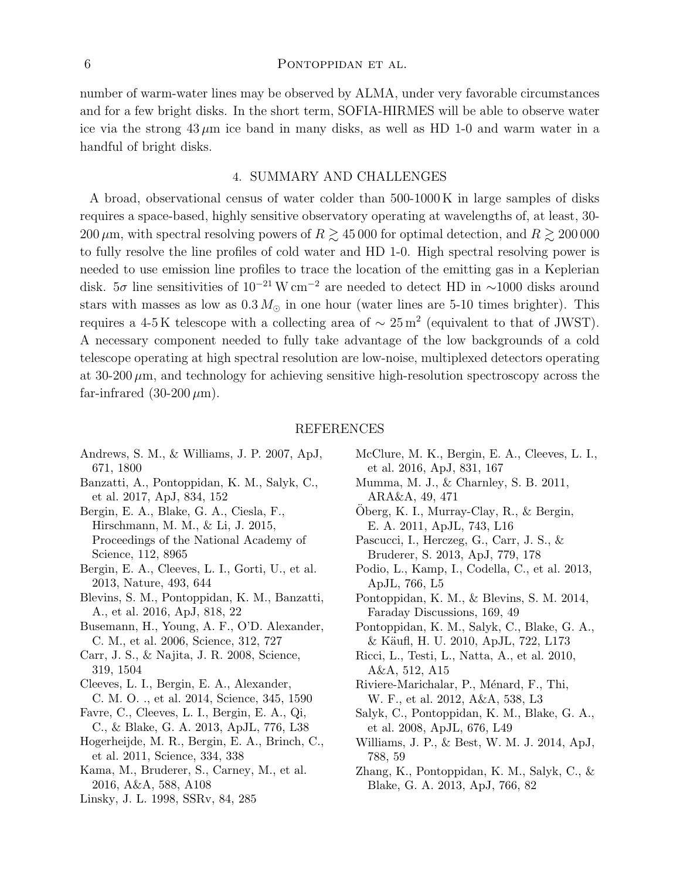number of warm-water lines may be observed by ALMA, under very favorable circumstances and for a few bright disks. In the short term, SOFIA-HIRMES will be able to observe water ice via the strong $43\,\mu$m ice band in many disks, as well as HD 1-0 and warm water in a handful of bright disks.

## 4. SUMMARY AND CHALLENGES

A broad, observational census of water colder than 500-1000 K in large samples of disks requires a space-based, highly sensitive observatory operating at wavelengths of, at least, 30-200 $\mu$m, with spectral resolving powers of $R \gtrsim 45\,000$ for optimal detection, and $R \gtrsim 200\,000$ to fully resolve the line profiles of cold water and HD 1-0. High spectral resolving power is needed to use emission line profiles to trace the location of the emitting gas in a Keplerian disk. $5\sigma$ line sensitivities of $10^{-21}\,\mathrm{W\,cm^{-2}}$ are needed to detect HD in $\sim$1000 disks around stars with masses as low as $0.3\,M_{\odot}$ in one hour (water lines are 5-10 times brighter). This requires a 4-5 K telescope with a collecting area of $\sim 25\,\mathrm{m}^2$ (equivalent to that of JWST). A necessary component needed to fully take advantage of the low backgrounds of a cold telescope operating at high spectral resolution are low-noise, multiplexed detectors operating at 30-200 $\mu$m, and technology for achieving sensitive high-resolution spectroscopy across the far-infrared (30-200 $\mu$m).

## REFERENCES

Andrews, S. M., & Williams, J. P. 2007, ApJ, 671, 1800

Banzatti, A., Pontoppidan, K. M., Salyk, C., et al. 2017, ApJ, 834, 152

Bergin, E. A., Blake, G. A., Ciesla, F., Hirschmann, M. M., & Li, J. 2015, Proceedings of the National Academy of Science, 112, 8965

Bergin, E. A., Cleeves, L. I., Gorti, U., et al. 2013, Nature, 493, 644

Blevins, S. M., Pontoppidan, K. M., Banzatti, A., et al. 2016, ApJ, 818, 22

Busemann, H., Young, A. F., O'D. Alexander, C. M., et al. 2006, Science, 312, 727

Carr, J. S., & Najita, J. R. 2008, Science, 319, 1504

Cleeves, L. I., Bergin, E. A., Alexander, C. M. O. ., et al. 2014, Science, 345, 1590

Favre, C., Cleeves, L. I., Bergin, E. A., Qi, C., & Blake, G. A. 2013, ApJL, 776, L38

Hogerheijde, M. R., Bergin, E. A., Brinch, C., et al. 2011, Science, 334, 338

Kama, M., Bruderer, S., Carney, M., et al. 2016, A&A, 588, A108

Linsky, J. L. 1998, SSRv, 84, 285

McClure, M. K., Bergin, E. A., Cleeves, L. I., et al. 2016, ApJ, 831, 167

Mumma, M. J., & Charnley, S. B. 2011, ARA&A, 49, 471

Öberg, K. I., Murray-Clay, R., & Bergin, E. A. 2011, ApJL, 743, L16

Pascucci, I., Herczeg, G., Carr, J. S., & Bruderer, S. 2013, ApJ, 779, 178

Podio, L., Kamp, I., Codella, C., et al. 2013, ApJL, 766, L5

Pontoppidan, K. M., & Blevins, S. M. 2014, Faraday Discussions, 169, 49

Pontoppidan, K. M., Salyk, C., Blake, G. A., & Käufl, H. U. 2010, ApJL, 722, L173

Ricci, L., Testi, L., Natta, A., et al. 2010, A&A, 512, A15

Riviere-Marichalar, P., Ménard, F., Thi, W. F., et al. 2012, A&A, 538, L3

Salyk, C., Pontoppidan, K. M., Blake, G. A., et al. 2008, ApJ, 676, L49

Williams, J. P., & Best, W. M. J. 2014, ApJ, 788, 59

Zhang, K., Pontoppidan, K. M., Salyk, C., & Blake, G. A. 2013, ApJ, 766, 82